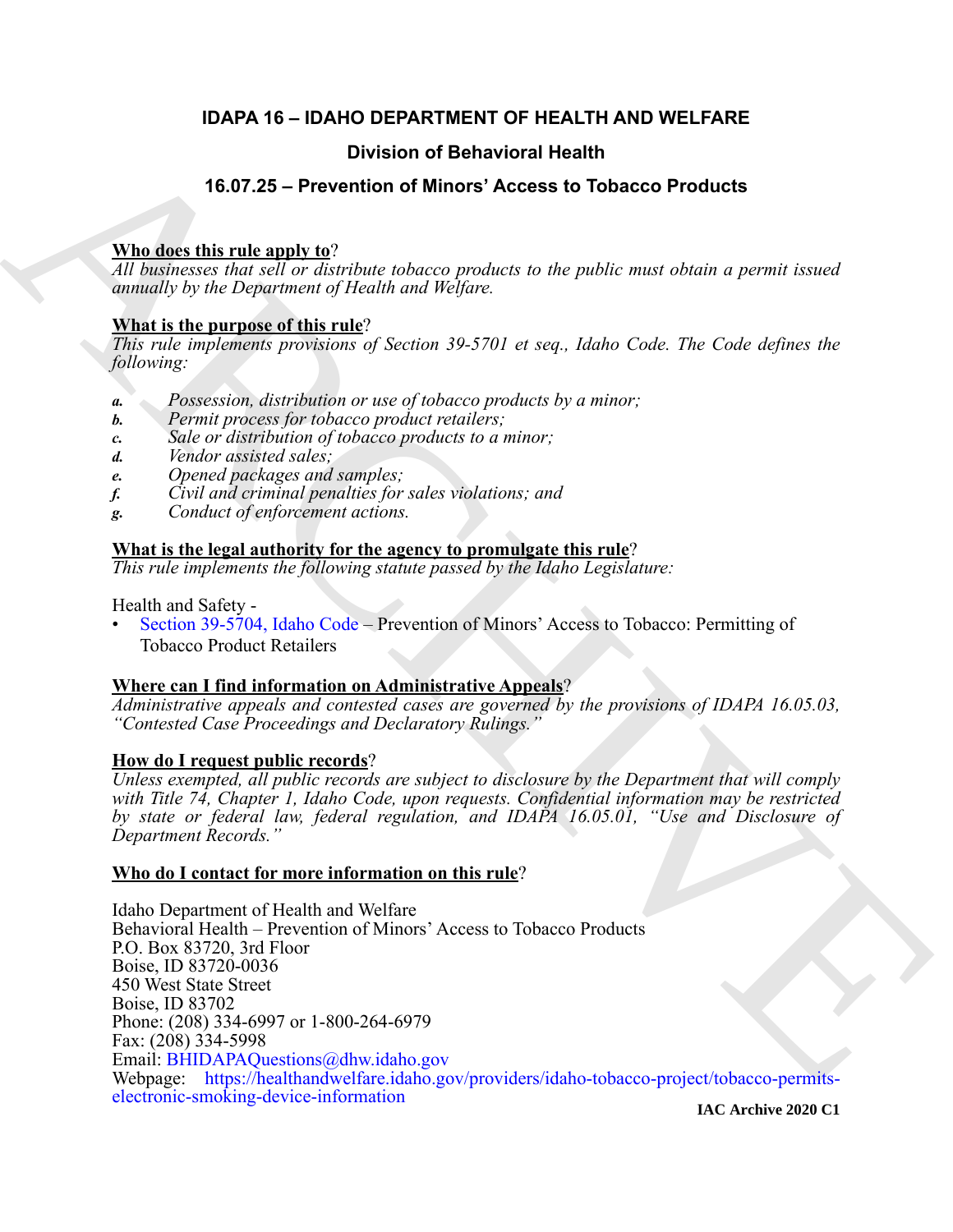# IDAPA 16 – IDAHO DEPARTMENT OF HEALTH AND WELFARE

## Division of Behavioral Health

## 16.07.25 – Prevention of Minors' Access to Tobacco Products

**Who does this rule apply to**?

*All businesses that sell or distribute tobacco products to the public must obtain a permit issued annually by the Department of Health and Welfare.*

**What is the purpose of this rule**?

*This rule implements provisions of Section 39-5701 et seq., Idaho Code. The Code defines the following:*

***a.*** *Possession, distribution or use of tobacco products by a minor;*
***b.*** *Permit process for tobacco product retailers;*
***c.*** *Sale or distribution of tobacco products to a minor;*
***d.*** *Vendor assisted sales;*
***e.*** *Opened packages and samples;*
***f.*** *Civil and criminal penalties for sales violations; and*
***g.*** *Conduct of enforcement actions.*

**What is the legal authority for the agency to promulgate this rule**?

*This rule implements the following statute passed by the Idaho Legislature:*

Health and Safety -

- Section 39-5704, Idaho Code – Prevention of Minors' Access to Tobacco: Permitting of Tobacco Product Retailers

**Where can I find information on Administrative Appeals**?

*Administrative appeals and contested cases are governed by the provisions of IDAPA 16.05.03, "Contested Case Proceedings and Declaratory Rulings."*

**How do I request public records**?

*Unless exempted, all public records are subject to disclosure by the Department that will comply with Title 74, Chapter 1, Idaho Code, upon requests. Confidential information may be restricted by state or federal law, federal regulation, and IDAPA 16.05.01, "Use and Disclosure of Department Records."*

**Who do I contact for more information on this rule**?

Idaho Department of Health and Welfare
Behavioral Health – Prevention of Minors' Access to Tobacco Products
P.O. Box 83720, 3rd Floor
Boise, ID 83720-0036
450 West State Street
Boise, ID 83702
Phone: (208) 334-6997 or 1-800-264-6979
Fax: (208) 334-5998
Email: BHIDAPAQuestions@dhw.idaho.gov
Webpage: https://healthandwelfare.idaho.gov/providers/idaho-tobacco-project/tobacco-permits-electronic-smoking-device-information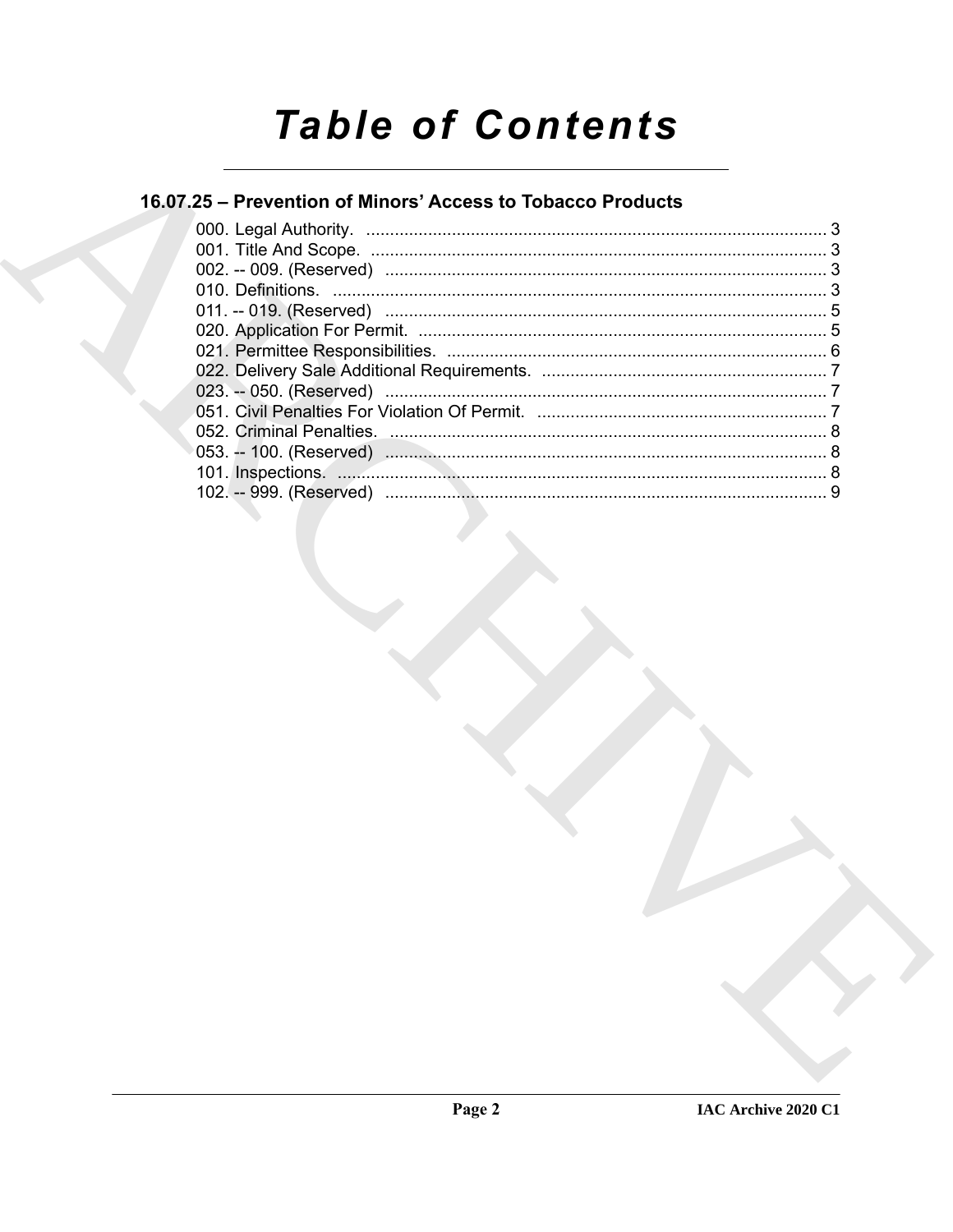# Table of Contents

## 16.07.25 – Prevention of Minors' Access to Tobacco Products

000. Legal Authority. ..... 3
001. Title And Scope. ..... 3
002. -- 009. (Reserved) ..... 3
010. Definitions. ..... 3
011. -- 019. (Reserved) ..... 5
020. Application For Permit. ..... 5
021. Permittee Responsibilities. ..... 6
022. Delivery Sale Additional Requirements. ..... 7
023. -- 050. (Reserved) ..... 7
051. Civil Penalties For Violation Of Permit. ..... 7
052. Criminal Penalties. ..... 8
053. -- 100. (Reserved) ..... 8
101. Inspections. ..... 8
102. -- 999. (Reserved) ..... 9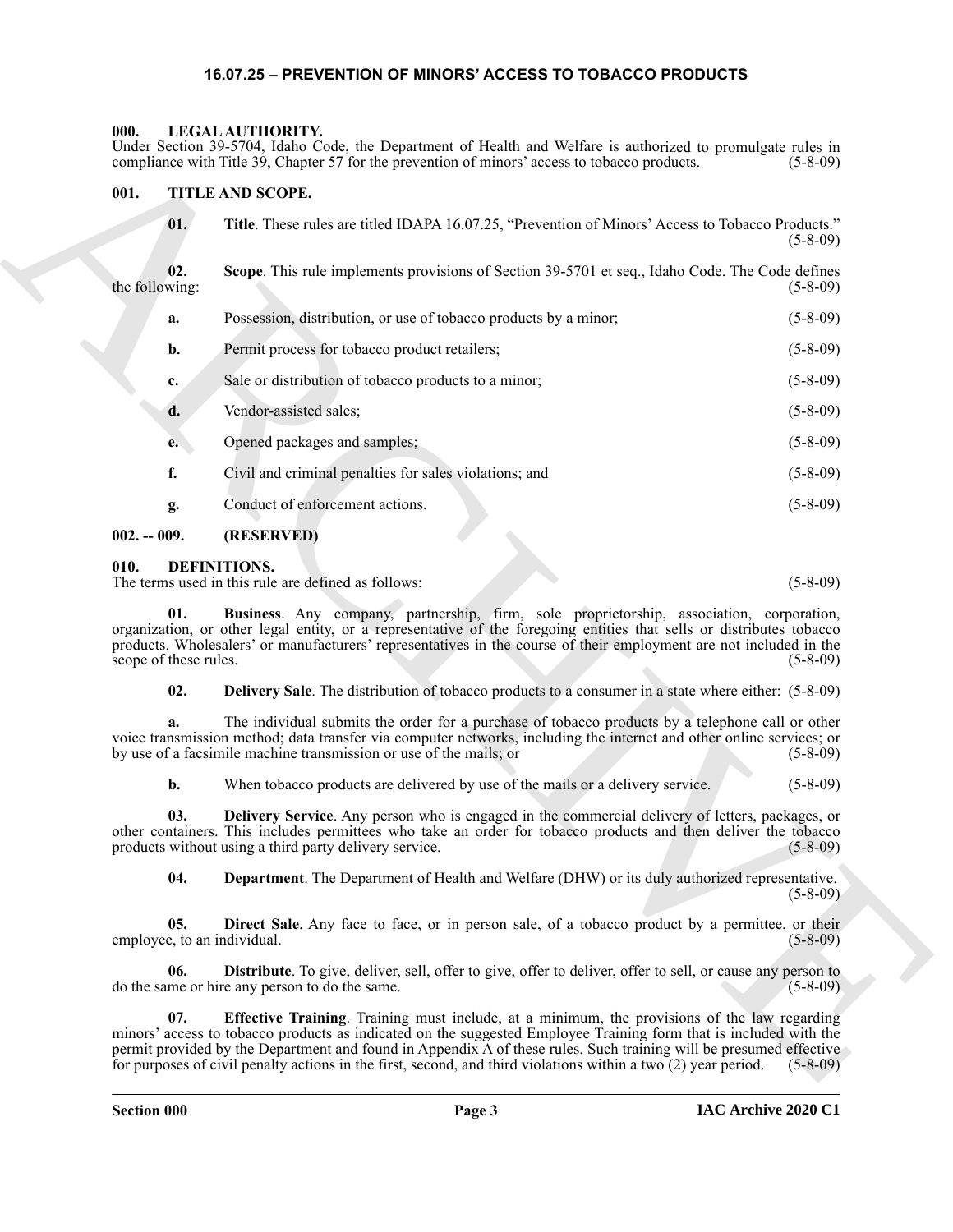# 16.07.25 – PREVENTION OF MINORS' ACCESS TO TOBACCO PRODUCTS

## 000. LEGAL AUTHORITY.

Under Section 39-5704, Idaho Code, the Department of Health and Welfare is authorized to promulgate rules in compliance with Title 39, Chapter 57 for the prevention of minors' access to tobacco products. (5-8-09)

## 001. TITLE AND SCOPE.

**01. Title**. These rules are titled IDAPA 16.07.25, "Prevention of Minors' Access to Tobacco Products." (5-8-09)

**02. Scope**. This rule implements provisions of Section 39-5701 et seq., Idaho Code. The Code defines the following: (5-8-09)

**a.** Possession, distribution, or use of tobacco products by a minor; (5-8-09)

**b.** Permit process for tobacco product retailers; (5-8-09)

**c.** Sale or distribution of tobacco products to a minor; (5-8-09)

**d.** Vendor-assisted sales; (5-8-09)

**e.** Opened packages and samples; (5-8-09)

**f.** Civil and criminal penalties for sales violations; and (5-8-09)

**g.** Conduct of enforcement actions. (5-8-09)

## 002. -- 009. (RESERVED)

## 010. DEFINITIONS.

The terms used in this rule are defined as follows: (5-8-09)

**01. Business**. Any company, partnership, firm, sole proprietorship, association, corporation, organization, or other legal entity, or a representative of the foregoing entities that sells or distributes tobacco products. Wholesalers' or manufacturers' representatives in the course of their employment are not included in the scope of these rules. (5-8-09)

**02. Delivery Sale**. The distribution of tobacco products to a consumer in a state where either: (5-8-09)

**a.** The individual submits the order for a purchase of tobacco products by a telephone call or other voice transmission method; data transfer via computer networks, including the internet and other online services; or by use of a facsimile machine transmission or use of the mails; or (5-8-09)

**b.** When tobacco products are delivered by use of the mails or a delivery service. (5-8-09)

**03. Delivery Service**. Any person who is engaged in the commercial delivery of letters, packages, or other containers. This includes permittees who take an order for tobacco products and then deliver the tobacco products without using a third party delivery service. (5-8-09)

**04. Department**. The Department of Health and Welfare (DHW) or its duly authorized representative. (5-8-09)

**05. Direct Sale**. Any face to face, or in person sale, of a tobacco product by a permittee, or their employee, to an individual. (5-8-09)

**06. Distribute**. To give, deliver, sell, offer to give, offer to deliver, offer to sell, or cause any person to do the same or hire any person to do the same. (5-8-09)

**07. Effective Training**. Training must include, at a minimum, the provisions of the law regarding minors' access to tobacco products as indicated on the suggested Employee Training form that is included with the permit provided by the Department and found in Appendix A of these rules. Such training will be presumed effective for purposes of civil penalty actions in the first, second, and third violations within a two (2) year period. (5-8-09)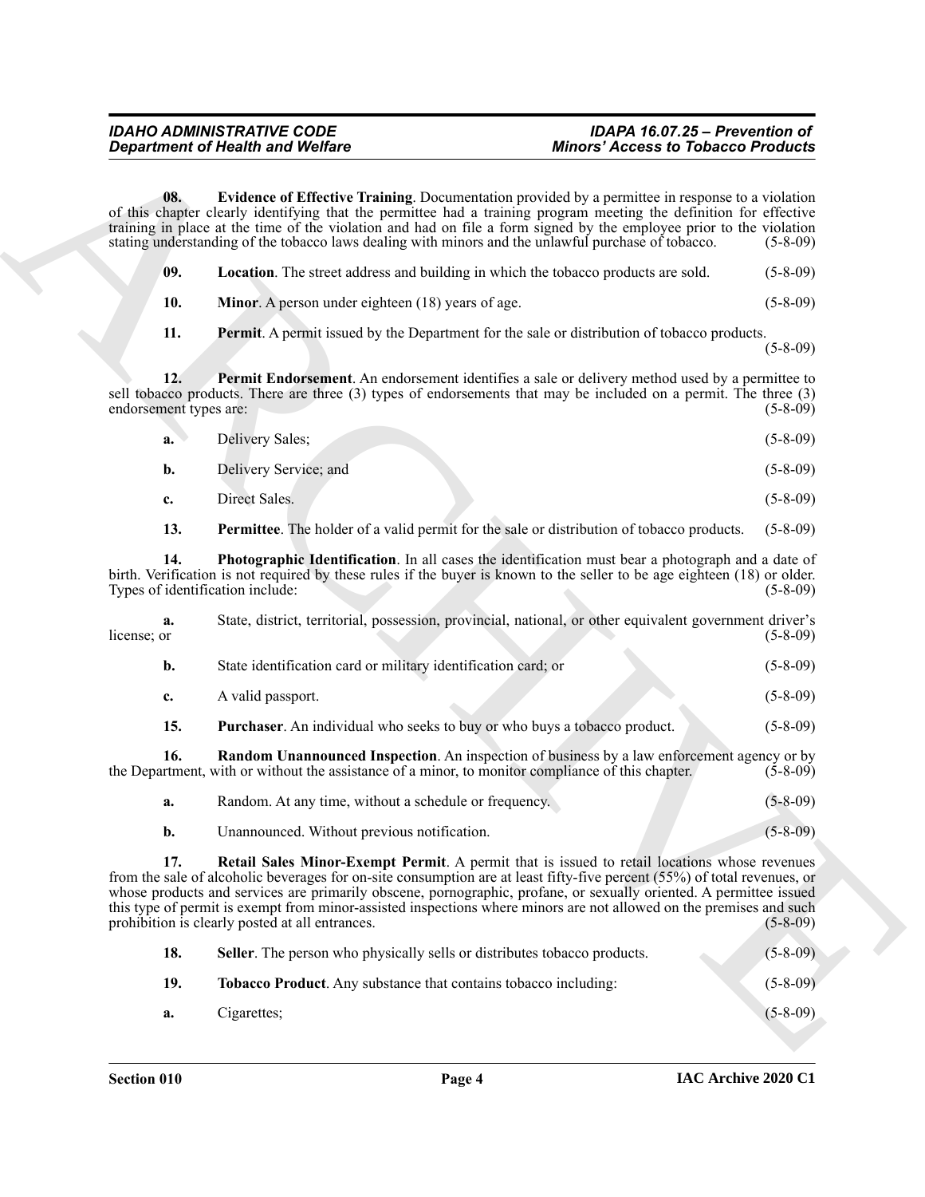**08. Evidence of Effective Training**. Documentation provided by a permittee in response to a violation of this chapter clearly identifying that the permittee had a training program meeting the definition for effective training in place at the time of the violation and had on file a form signed by the employee prior to the violation stating understanding of the tobacco laws dealing with minors and the unlawful purchase of tobacco. (5-8-09)

**09. Location**. The street address and building in which the tobacco products are sold. (5-8-09)

**10. Minor**. A person under eighteen (18) years of age. (5-8-09)

**11. Permit**. A permit issued by the Department for the sale or distribution of tobacco products. (5-8-09)

**12. Permit Endorsement**. An endorsement identifies a sale or delivery method used by a permittee to sell tobacco products. There are three (3) types of endorsements that may be included on a permit. The three (3) endorsement types are: (5-8-09)

**a.** Delivery Sales; (5-8-09)

**b.** Delivery Service; and (5-8-09)

**c.** Direct Sales. (5-8-09)

**13. Permittee**. The holder of a valid permit for the sale or distribution of tobacco products. (5-8-09)

**14. Photographic Identification**. In all cases the identification must bear a photograph and a date of birth. Verification is not required by these rules if the buyer is known to the seller to be age eighteen (18) or older. Types of identification include: (5-8-09)

**a.** State, district, territorial, possession, provincial, national, or other equivalent government driver's license; or (5-8-09)

**b.** State identification card or military identification card; or (5-8-09)

**c.** A valid passport. (5-8-09)

**15. Purchaser**. An individual who seeks to buy or who buys a tobacco product. (5-8-09)

**16. Random Unannounced Inspection**. An inspection of business by a law enforcement agency or by the Department, with or without the assistance of a minor, to monitor compliance of this chapter. (5-8-09)

**a.** Random. At any time, without a schedule or frequency. (5-8-09)

**b.** Unannounced. Without previous notification. (5-8-09)

**17. Retail Sales Minor-Exempt Permit**. A permit that is issued to retail locations whose revenues from the sale of alcoholic beverages for on-site consumption are at least fifty-five percent (55%) of total revenues, or whose products and services are primarily obscene, pornographic, profane, or sexually oriented. A permittee issued this type of permit is exempt from minor-assisted inspections where minors are not allowed on the premises and such prohibition is clearly posted at all entrances. (5-8-09)

**18. Seller**. The person who physically sells or distributes tobacco products. (5-8-09)

**19. Tobacco Product**. Any substance that contains tobacco including: (5-8-09)

**a.** Cigarettes; (5-8-09)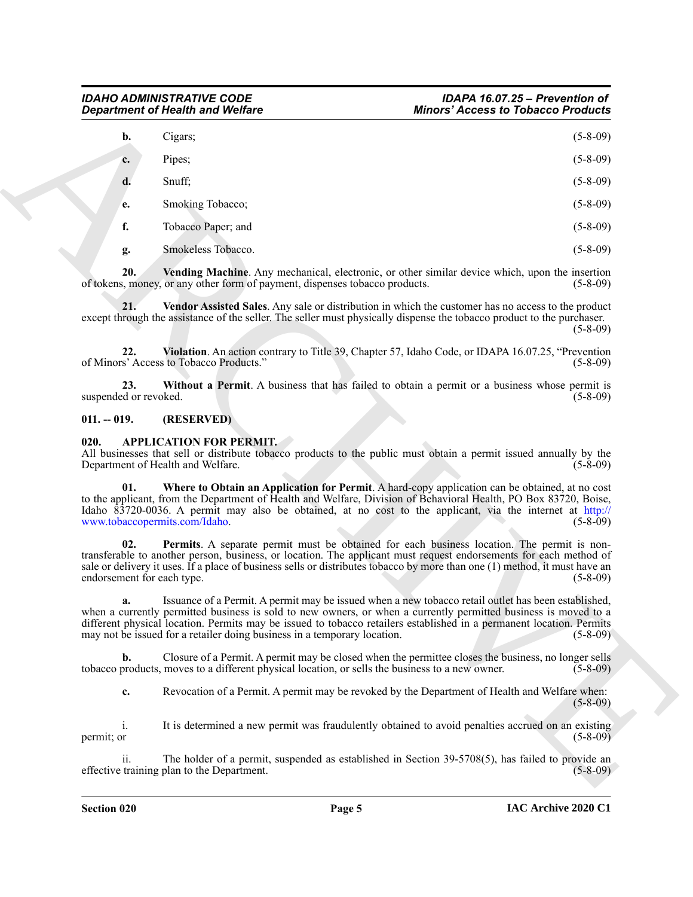**b.** Cigars; (5-8-09)

**c.** Pipes; (5-8-09)

**d.** Snuff; (5-8-09)

**e.** Smoking Tobacco; (5-8-09)

**f.** Tobacco Paper; and (5-8-09)

**g.** Smokeless Tobacco. (5-8-09)

**20. Vending Machine**. Any mechanical, electronic, or other similar device which, upon the insertion of tokens, money, or any other form of payment, dispenses tobacco products. (5-8-09)

**21. Vendor Assisted Sales**. Any sale or distribution in which the customer has no access to the product except through the assistance of the seller. The seller must physically dispense the tobacco product to the purchaser. (5-8-09)

**22. Violation**. An action contrary to Title 39, Chapter 57, Idaho Code, or IDAPA 16.07.25, "Prevention of Minors' Access to Tobacco Products." (5-8-09)

**23. Without a Permit**. A business that has failed to obtain a permit or a business whose permit is suspended or revoked. (5-8-09)

## 011. -- 019. (RESERVED)

## 020. APPLICATION FOR PERMIT.

All businesses that sell or distribute tobacco products to the public must obtain a permit issued annually by the Department of Health and Welfare. (5-8-09)

**01. Where to Obtain an Application for Permit**. A hard-copy application can be obtained, at no cost to the applicant, from the Department of Health and Welfare, Division of Behavioral Health, PO Box 83720, Boise, Idaho 83720-0036. A permit may also be obtained, at no cost to the applicant, via the internet at http://www.tobaccopermits.com/Idaho. (5-8-09)

**02. Permits**. A separate permit must be obtained for each business location. The permit is non-transferable to another person, business, or location. The applicant must request endorsements for each method of sale or delivery it uses. If a place of business sells or distributes tobacco by more than one (1) method, it must have an endorsement for each type. (5-8-09)

**a.** Issuance of a Permit. A permit may be issued when a new tobacco retail outlet has been established, when a currently permitted business is sold to new owners, or when a currently permitted business is moved to a different physical location. Permits may be issued to tobacco retailers established in a permanent location. Permits may not be issued for a retailer doing business in a temporary location. (5-8-09)

**b.** Closure of a Permit. A permit may be closed when the permittee closes the business, no longer sells tobacco products, moves to a different physical location, or sells the business to a new owner. (5-8-09)

**c.** Revocation of a Permit. A permit may be revoked by the Department of Health and Welfare when: (5-8-09)

i. It is determined a new permit was fraudulently obtained to avoid penalties accrued on an existing permit; or (5-8-09)

ii. The holder of a permit, suspended as established in Section 39-5708(5), has failed to provide an effective training plan to the Department. (5-8-09)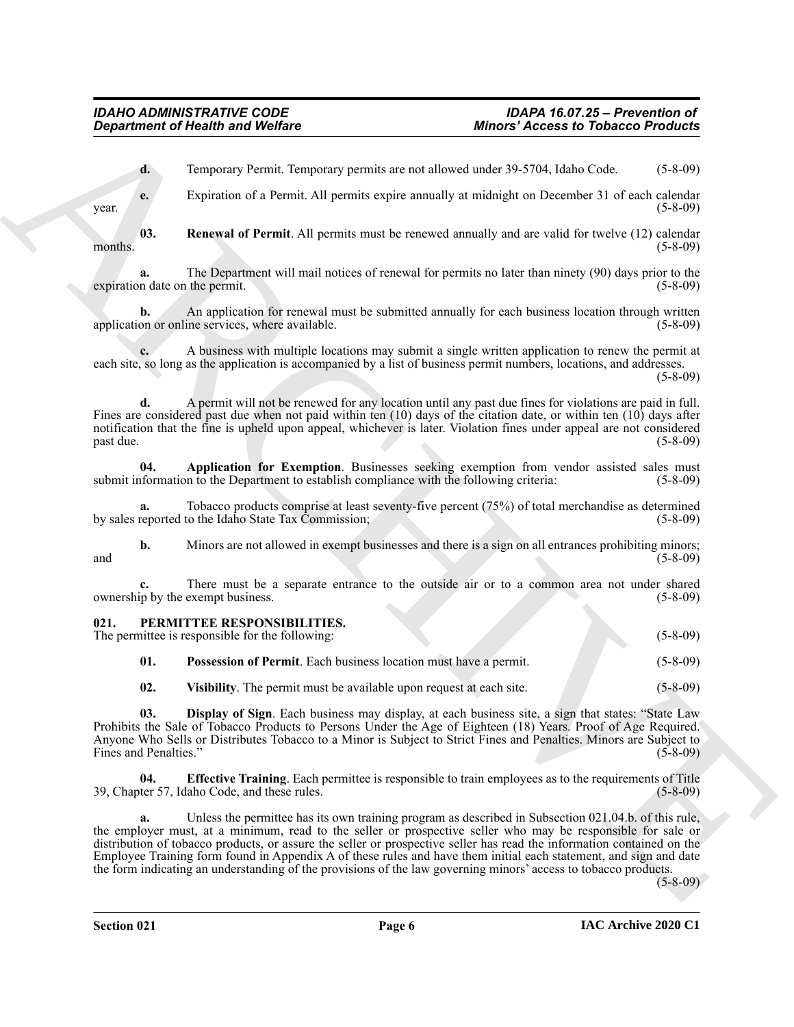**d.** Temporary Permit. Temporary permits are not allowed under 39-5704, Idaho Code. (5-8-09)

**e.** Expiration of a Permit. All permits expire annually at midnight on December 31 of each calendar year. (5-8-09)

**03. Renewal of Permit**. All permits must be renewed annually and are valid for twelve (12) calendar months. (5-8-09)

**a.** The Department will mail notices of renewal for permits no later than ninety (90) days prior to the expiration date on the permit. (5-8-09)

**b.** An application for renewal must be submitted annually for each business location through written application or online services, where available. (5-8-09)

**c.** A business with multiple locations may submit a single written application to renew the permit at each site, so long as the application is accompanied by a list of business permit numbers, locations, and addresses. (5-8-09)

**d.** A permit will not be renewed for any location until any past due fines for violations are paid in full. Fines are considered past due when not paid within ten (10) days of the citation date, or within ten (10) days after notification that the fine is upheld upon appeal, whichever is later. Violation fines under appeal are not considered past due. (5-8-09)

**04. Application for Exemption**. Businesses seeking exemption from vendor assisted sales must submit information to the Department to establish compliance with the following criteria: (5-8-09)

**a.** Tobacco products comprise at least seventy-five percent (75%) of total merchandise as determined by sales reported to the Idaho State Tax Commission; (5-8-09)

**b.** Minors are not allowed in exempt businesses and there is a sign on all entrances prohibiting minors; and (5-8-09)

**c.** There must be a separate entrance to the outside air or to a common area not under shared ownership by the exempt business. (5-8-09)

## 021. PERMITTEE RESPONSIBILITIES.

The permittee is responsible for the following: (5-8-09)

**01. Possession of Permit**. Each business location must have a permit. (5-8-09)

**02. Visibility**. The permit must be available upon request at each site. (5-8-09)

**03. Display of Sign**. Each business may display, at each business site, a sign that states: "State Law Prohibits the Sale of Tobacco Products to Persons Under the Age of Eighteen (18) Years. Proof of Age Required. Anyone Who Sells or Distributes Tobacco to a Minor is Subject to Strict Fines and Penalties. Minors are Subject to Fines and Penalties." (5-8-09)

**04. Effective Training**. Each permittee is responsible to train employees as to the requirements of Title 39, Chapter 57, Idaho Code, and these rules. (5-8-09)

**a.** Unless the permittee has its own training program as described in Subsection 021.04.b. of this rule, the employer must, at a minimum, read to the seller or prospective seller who may be responsible for sale or distribution of tobacco products, or assure the seller or prospective seller has read the information contained on the Employee Training form found in Appendix A of these rules and have them initial each statement, and sign and date the form indicating an understanding of the provisions of the law governing minors' access to tobacco products. (5-8-09)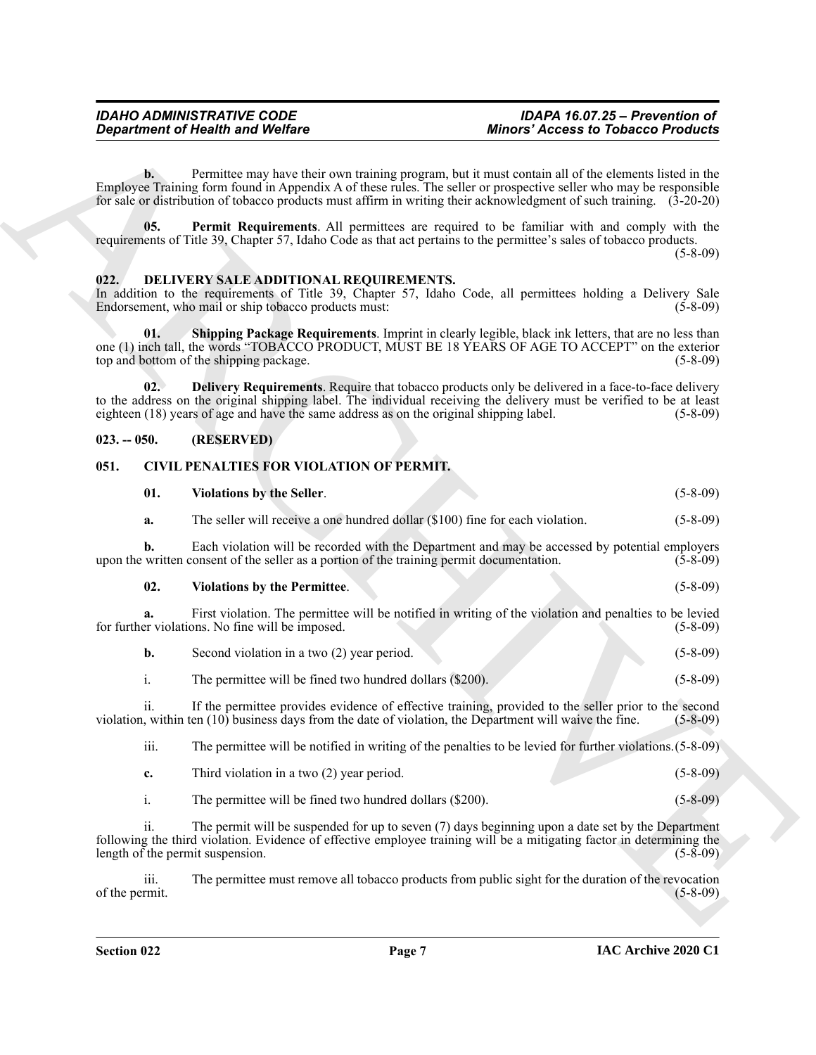**b.** Permittee may have their own training program, but it must contain all of the elements listed in the Employee Training form found in Appendix A of these rules. The seller or prospective seller who may be responsible for sale or distribution of tobacco products must affirm in writing their acknowledgment of such training. (3-20-20)

**05. Permit Requirements**. All permittees are required to be familiar with and comply with the requirements of Title 39, Chapter 57, Idaho Code as that act pertains to the permittee's sales of tobacco products. (5-8-09)

## 022. DELIVERY SALE ADDITIONAL REQUIREMENTS.

In addition to the requirements of Title 39, Chapter 57, Idaho Code, all permittees holding a Delivery Sale Endorsement, who mail or ship tobacco products must: (5-8-09)

**01. Shipping Package Requirements**. Imprint in clearly legible, black ink letters, that are no less than one (1) inch tall, the words "TOBACCO PRODUCT, MUST BE 18 YEARS OF AGE TO ACCEPT" on the exterior top and bottom of the shipping package. (5-8-09)

**02. Delivery Requirements**. Require that tobacco products only be delivered in a face-to-face delivery to the address on the original shipping label. The individual receiving the delivery must be verified to be at least eighteen (18) years of age and have the same address as on the original shipping label. (5-8-09)

## 023. -- 050. (RESERVED)

## 051. CIVIL PENALTIES FOR VIOLATION OF PERMIT.

**01. Violations by the Seller**. (5-8-09)

**a.** The seller will receive a one hundred dollar ($100) fine for each violation. (5-8-09)

**b.** Each violation will be recorded with the Department and may be accessed by potential employers upon the written consent of the seller as a portion of the training permit documentation. (5-8-09)

**02. Violations by the Permittee**. (5-8-09)

**a.** First violation. The permittee will be notified in writing of the violation and penalties to be levied for further violations. No fine will be imposed. (5-8-09)

**b.** Second violation in a two (2) year period. (5-8-09)

i. The permittee will be fined two hundred dollars ($200). (5-8-09)

ii. If the permittee provides evidence of effective training, provided to the seller prior to the second violation, within ten (10) business days from the date of violation, the Department will waive the fine. (5-8-09)

iii. The permittee will be notified in writing of the penalties to be levied for further violations. (5-8-09)

**c.** Third violation in a two (2) year period. (5-8-09)

i. The permittee will be fined two hundred dollars ($200). (5-8-09)

ii. The permit will be suspended for up to seven (7) days beginning upon a date set by the Department following the third violation. Evidence of effective employee training will be a mitigating factor in determining the length of the permit suspension. (5-8-09)

iii. The permittee must remove all tobacco products from public sight for the duration of the revocation of the permit. (5-8-09)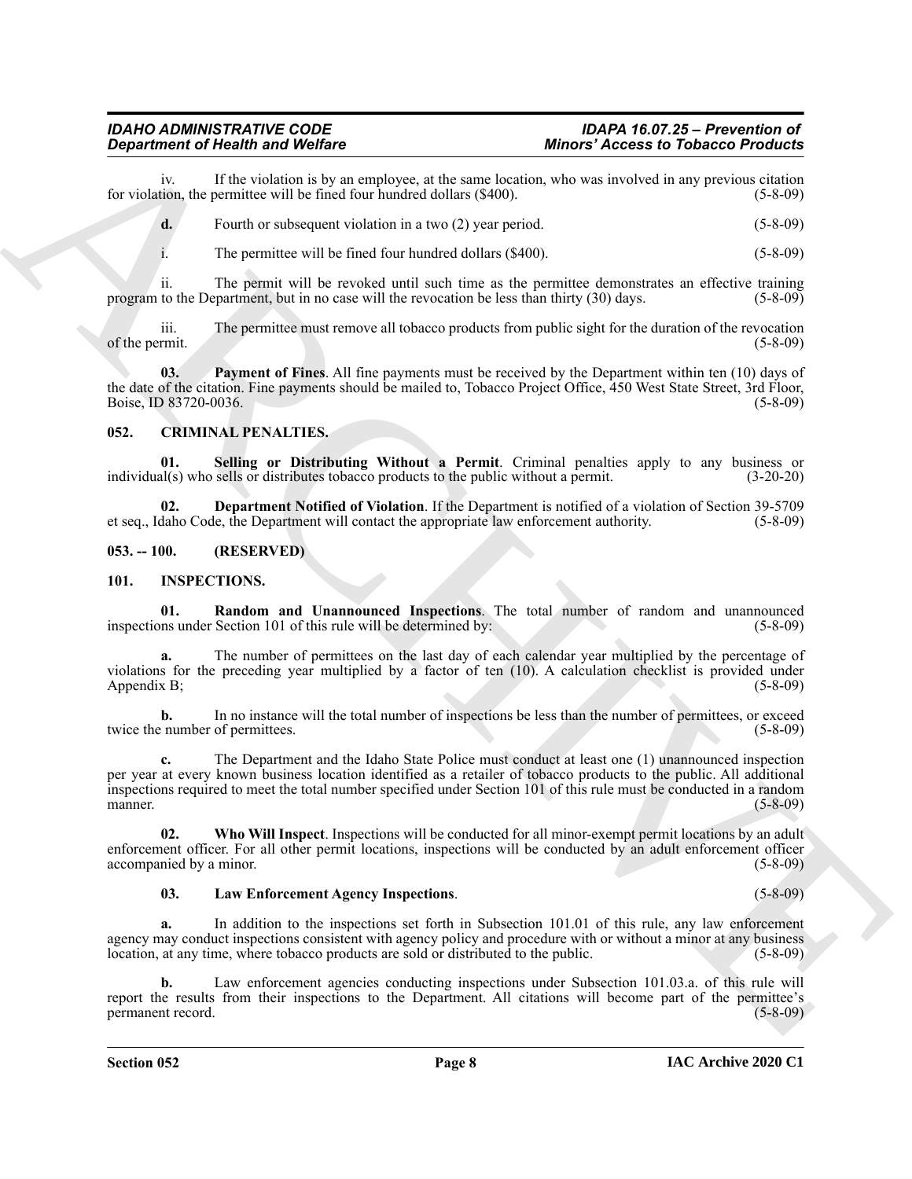iv. If the violation is by an employee, at the same location, who was involved in any previous citation for violation, the permittee will be fined four hundred dollars ($400). (5-8-09)

**d.** Fourth or subsequent violation in a two (2) year period. (5-8-09)

i. The permittee will be fined four hundred dollars ($400). (5-8-09)

ii. The permit will be revoked until such time as the permittee demonstrates an effective training program to the Department, but in no case will the revocation be less than thirty (30) days. (5-8-09)

iii. The permittee must remove all tobacco products from public sight for the duration of the revocation of the permit. (5-8-09)

**03. Payment of Fines**. All fine payments must be received by the Department within ten (10) days of the date of the citation. Fine payments should be mailed to, Tobacco Project Office, 450 West State Street, 3rd Floor, Boise, ID 83720-0036. (5-8-09)

## 052. CRIMINAL PENALTIES.

**01. Selling or Distributing Without a Permit**. Criminal penalties apply to any business or individual(s) who sells or distributes tobacco products to the public without a permit. (3-20-20)

**02. Department Notified of Violation**. If the Department is notified of a violation of Section 39-5709 et seq., Idaho Code, the Department will contact the appropriate law enforcement authority. (5-8-09)

## 053. -- 100. (RESERVED)

## 101. INSPECTIONS.

**01. Random and Unannounced Inspections**. The total number of random and unannounced inspections under Section 101 of this rule will be determined by: (5-8-09)

**a.** The number of permittees on the last day of each calendar year multiplied by the percentage of violations for the preceding year multiplied by a factor of ten (10). A calculation checklist is provided under Appendix B; (5-8-09)

**b.** In no instance will the total number of inspections be less than the number of permittees, or exceed twice the number of permittees. (5-8-09)

**c.** The Department and the Idaho State Police must conduct at least one (1) unannounced inspection per year at every known business location identified as a retailer of tobacco products to the public. All additional inspections required to meet the total number specified under Section 101 of this rule must be conducted in a random manner. (5-8-09)

**02. Who Will Inspect**. Inspections will be conducted for all minor-exempt permit locations by an adult enforcement officer. For all other permit locations, inspections will be conducted by an adult enforcement officer accompanied by a minor. (5-8-09)

**03. Law Enforcement Agency Inspections**. (5-8-09)

**a.** In addition to the inspections set forth in Subsection 101.01 of this rule, any law enforcement agency may conduct inspections consistent with agency policy and procedure with or without a minor at any business location, at any time, where tobacco products are sold or distributed to the public. (5-8-09)

**b.** Law enforcement agencies conducting inspections under Subsection 101.03.a. of this rule will report the results from their inspections to the Department. All citations will become part of the permittee's permanent record. (5-8-09)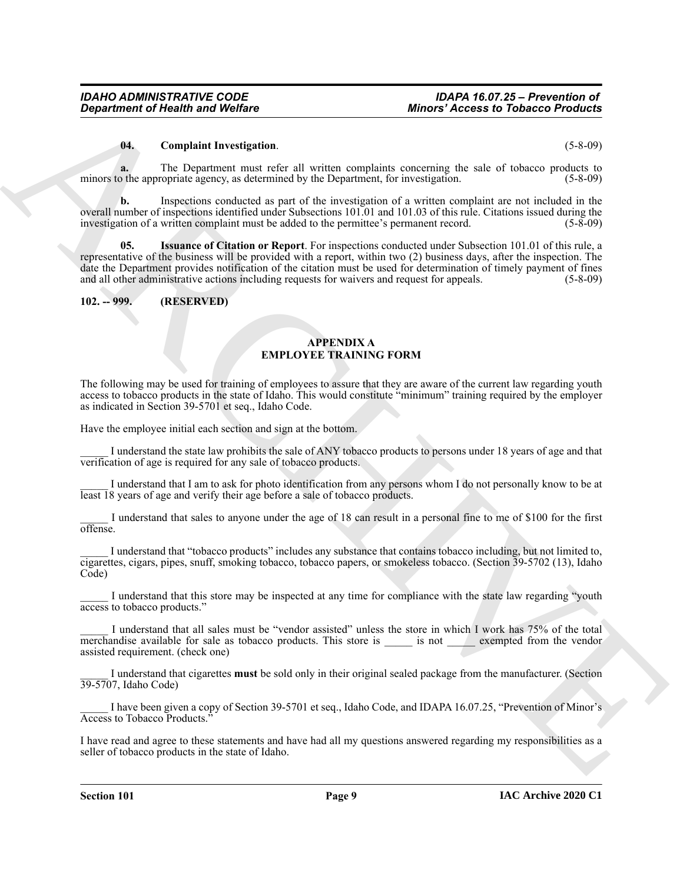**04. Complaint Investigation**. (5-8-09)

**a.** The Department must refer all written complaints concerning the sale of tobacco products to minors to the appropriate agency, as determined by the Department, for investigation. (5-8-09)

**b.** Inspections conducted as part of the investigation of a written complaint are not included in the overall number of inspections identified under Subsections 101.01 and 101.03 of this rule. Citations issued during the investigation of a written complaint must be added to the permittee's permanent record. (5-8-09)

**05. Issuance of Citation or Report**. For inspections conducted under Subsection 101.01 of this rule, a representative of the business will be provided with a report, within two (2) business days, after the inspection. The date the Department provides notification of the citation must be used for determination of timely payment of fines and all other administrative actions including requests for waivers and request for appeals. (5-8-09)

**102. -- 999. (RESERVED)**

## APPENDIX A
## EMPLOYEE TRAINING FORM

The following may be used for training of employees to assure that they are aware of the current law regarding youth access to tobacco products in the state of Idaho. This would constitute "minimum" training required by the employer as indicated in Section 39-5701 et seq., Idaho Code.

Have the employee initial each section and sign at the bottom.

_____ I understand the state law prohibits the sale of ANY tobacco products to persons under 18 years of age and that verification of age is required for any sale of tobacco products.

_____ I understand that I am to ask for photo identification from any persons whom I do not personally know to be at least 18 years of age and verify their age before a sale of tobacco products.

_____ I understand that sales to anyone under the age of 18 can result in a personal fine to me of $100 for the first offense.

_____ I understand that "tobacco products" includes any substance that contains tobacco including, but not limited to, cigarettes, cigars, pipes, snuff, smoking tobacco, tobacco papers, or smokeless tobacco. (Section 39-5702 (13), Idaho Code)

_____ I understand that this store may be inspected at any time for compliance with the state law regarding "youth access to tobacco products."

_____ I understand that all sales must be "vendor assisted" unless the store in which I work has 75% of the total merchandise available for sale as tobacco products. This store is _____ is not _____ exempted from the vendor assisted requirement. (check one)

_____ I understand that cigarettes **must** be sold only in their original sealed package from the manufacturer. (Section 39-5707, Idaho Code)

_____ I have been given a copy of Section 39-5701 et seq., Idaho Code, and IDAPA 16.07.25, "Prevention of Minor's Access to Tobacco Products."

I have read and agree to these statements and have had all my questions answered regarding my responsibilities as a seller of tobacco products in the state of Idaho.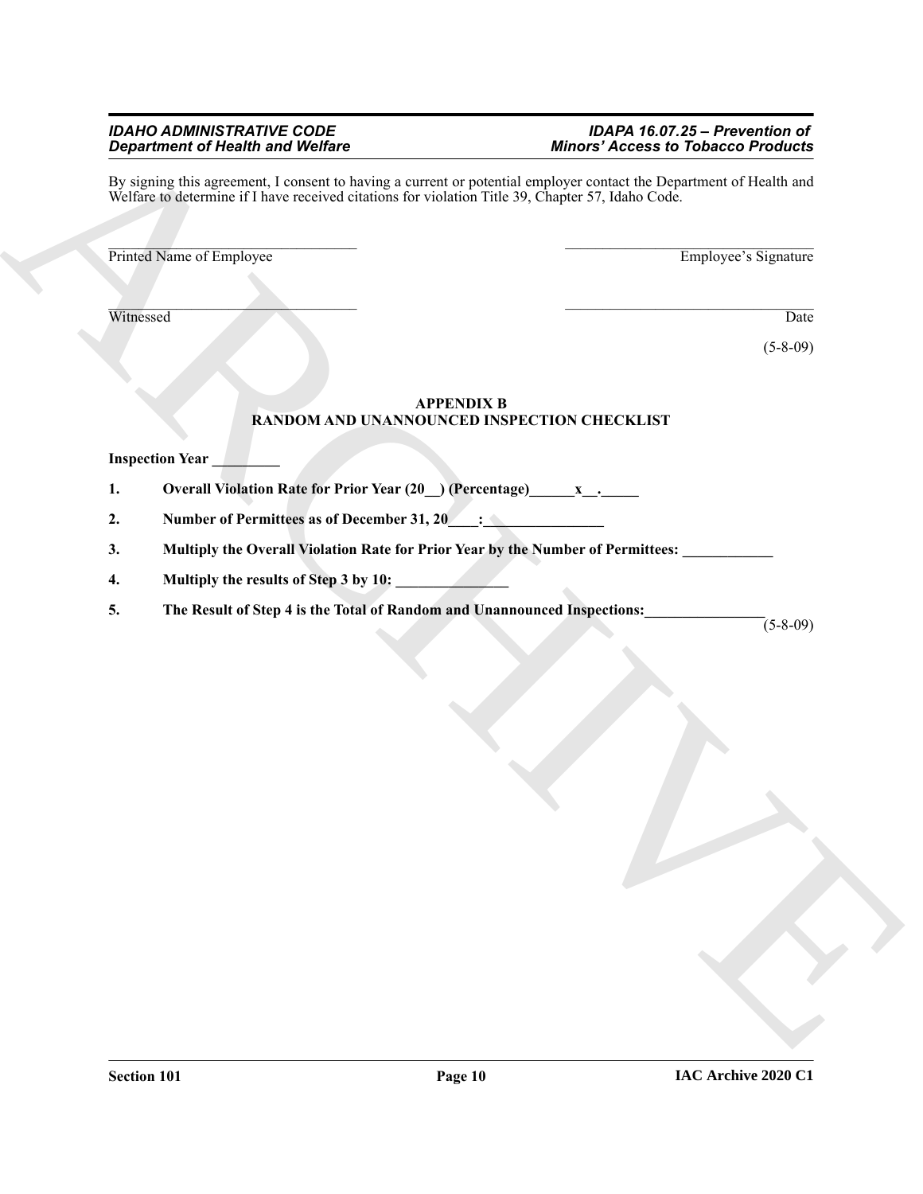By signing this agreement, I consent to having a current or potential employer contact the Department of Health and Welfare to determine if I have received citations for violation Title 39, Chapter 57, Idaho Code.

_________________________________ _________________________________

Printed Name of Employee Employee's Signature

_________________________________ _________________________________

Witnessed Date

(5-8-09)

**APPENDIX B**
**RANDOM AND UNANNOUNCED INSPECTION CHECKLIST**

**Inspection Year _________**

**1. Overall Violation Rate for Prior Year (20__) (Percentage)______x__._____**

**2. Number of Permittees as of December 31, 20____:________________**

**3. Multiply the Overall Violation Rate for Prior Year by the Number of Permittees: ____________**

**4. Multiply the results of Step 3 by 10: _______________**

**5. The Result of Step 4 is the Total of Random and Unannounced Inspections:________________** (5-8-09)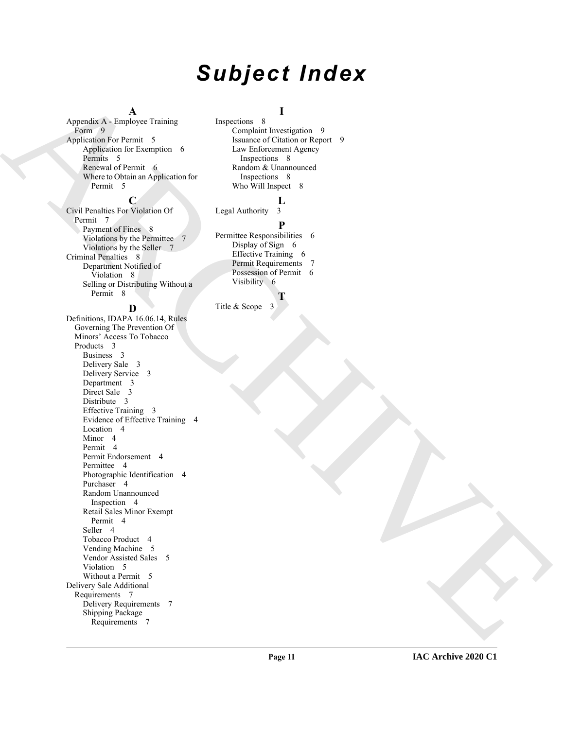# Subject Index

**A**

Appendix A - Employee Training Form 9

Application For Permit 5
- Application for Exemption 6
- Permits 5
- Renewal of Permit 6
- Where to Obtain an Application for Permit 5

**C**

Civil Penalties For Violation Of Permit 7
- Payment of Fines 8
- Violations by the Permittee 7
- Violations by the Seller 7

Criminal Penalties 8
- Department Notified of Violation 8
- Selling or Distributing Without a Permit 8

**D**

Definitions, IDAPA 16.06.14, Rules Governing The Prevention Of Minors' Access To Tobacco Products 3
- Business 3
- Delivery Sale 3
- Delivery Service 3
- Department 3
- Direct Sale 3
- Distribute 3
- Effective Training 3
- Evidence of Effective Training 4
- Location 4
- Minor 4
- Permit 4
- Permit Endorsement 4
- Permittee 4
- Photographic Identification 4
- Purchaser 4
- Random Unannounced Inspection 4
- Retail Sales Minor Exempt Permit 4
- Seller 4
- Tobacco Product 4
- Vending Machine 5
- Vendor Assisted Sales 5
- Violation 5
- Without a Permit 5

Delivery Sale Additional Requirements 7
- Delivery Requirements 7
- Shipping Package Requirements 7

**I**

Inspections 8
- Complaint Investigation 9
- Issuance of Citation or Report 9
- Law Enforcement Agency Inspections 8
- Random & Unannounced Inspections 8
- Who Will Inspect 8

**L**

Legal Authority 3

**P**

Permittee Responsibilities 6
- Display of Sign 6
- Effective Training 6
- Permit Requirements 7
- Possession of Permit 6
- Visibility 6

**T**

Title & Scope 3